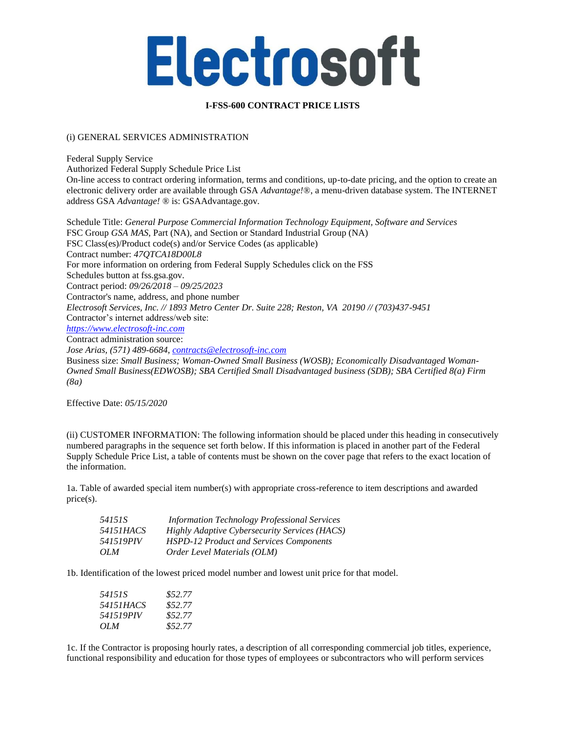# Electrosoft

**I-FSS-600 CONTRACT PRICE LISTS**

(i) GENERAL SERVICES ADMINISTRATION

Federal Supply Service
Authorized Federal Supply Schedule Price List
On-line access to contract ordering information, terms and conditions, up-to-date pricing, and the option to create an electronic delivery order are available through GSA *Advantage!*®, a menu-driven database system. The INTERNET address GSA *Advantage!* ® is: GSAAdvantage.gov.

Schedule Title: *General Purpose Commercial Information Technology Equipment, Software and Services*
FSC Group *GSA MAS*, Part (NA), and Section or Standard Industrial Group (NA)
FSC Class(es)/Product code(s) and/or Service Codes (as applicable)
Contract number: *47QTCA18D00L8*
For more information on ordering from Federal Supply Schedules click on the FSS Schedules button at fss.gsa.gov.
Contract period: *09/26/2018 – 09/25/2023*
Contractor's name, address, and phone number
*Electrosoft Services, Inc. // 1893 Metro Center Dr. Suite 228; Reston, VA 20190 // (703)437-9451*
Contractor's internet address/web site:
*https://www.electrosoft-inc.com*
Contract administration source:
*Jose Arias, (571) 489-6684, contracts@electrosoft-inc.com*
Business size: *Small Business; Woman-Owned Small Business (WOSB); Economically Disadvantaged Woman-Owned Small Business(EDWOSB); SBA Certified Small Disadvantaged business (SDB); SBA Certified 8(a) Firm (8a)*

Effective Date: *05/15/2020*

(ii) CUSTOMER INFORMATION: The following information should be placed under this heading in consecutively numbered paragraphs in the sequence set forth below. If this information is placed in another part of the Federal Supply Schedule Price List, a table of contents must be shown on the cover page that refers to the exact location of the information.

1a. Table of awarded special item number(s) with appropriate cross-reference to item descriptions and awarded price(s).

| | |
|---|---|
| *54151S* | *Information Technology Professional Services* |
| *54151HACS* | *Highly Adaptive Cybersecurity Services (HACS)* |
| *541519PIV* | *HSPD-12 Product and Services Components* |
| *OLM* | *Order Level Materials (OLM)* |

1b. Identification of the lowest priced model number and lowest unit price for that model.

| | |
|---|---|
| *54151S* | *$52.77* |
| *54151HACS* | *$52.77* |
| *541519PIV* | *$52.77* |
| *OLM* | *$52.77* |

1c. If the Contractor is proposing hourly rates, a description of all corresponding commercial job titles, experience, functional responsibility and education for those types of employees or subcontractors who will perform services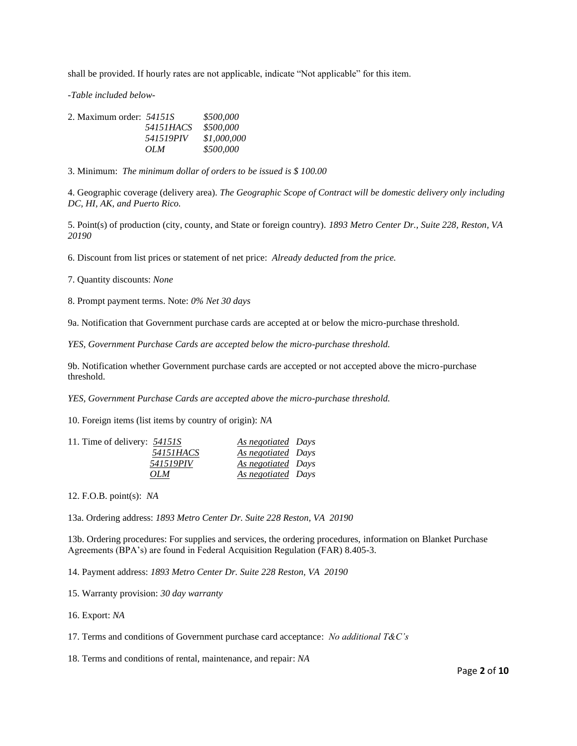shall be provided. If hourly rates are not applicable, indicate "Not applicable" for this item.

*-Table included below-*

2. Maximum order:

| | |
|---|---|
| *54151S* | *$500,000* |
| *54151HACS* | *$500,000* |
| *541519PIV* | *$1,000,000* |
| *OLM* | *$500,000* |

3. Minimum: *The minimum dollar of orders to be issued is $ 100.00*

4. Geographic coverage (delivery area). *The Geographic Scope of Contract will be domestic delivery only including DC, HI, AK, and Puerto Rico.*

5. Point(s) of production (city, county, and State or foreign country). *1893 Metro Center Dr., Suite 228, Reston, VA 20190*

6. Discount from list prices or statement of net price: *Already deducted from the price.*

7. Quantity discounts: *None*

8. Prompt payment terms. Note: *0% Net 30 days*

9a. Notification that Government purchase cards are accepted at or below the micro-purchase threshold.

*YES, Government Purchase Cards are accepted below the micro-purchase threshold.*

9b. Notification whether Government purchase cards are accepted or not accepted above the micro-purchase threshold.

*YES, Government Purchase Cards are accepted above the micro-purchase threshold.*

10. Foreign items (list items by country of origin): *NA*

11. Time of delivery:

| | |
|---|---|
| *54151S* | *As negotiated Days* |
| *54151HACS* | *As negotiated Days* |
| *541519PIV* | *As negotiated Days* |
| *OLM* | *As negotiated Days* |

12. F.O.B. point(s): *NA*

13a. Ordering address: *1893 Metro Center Dr. Suite 228 Reston, VA 20190*

13b. Ordering procedures: For supplies and services, the ordering procedures, information on Blanket Purchase Agreements (BPA's) are found in Federal Acquisition Regulation (FAR) 8.405-3.

14. Payment address: *1893 Metro Center Dr. Suite 228 Reston, VA 20190*

15. Warranty provision: *30 day warranty*

16. Export: *NA*

17. Terms and conditions of Government purchase card acceptance: *No additional T&C's*

18. Terms and conditions of rental, maintenance, and repair: *NA*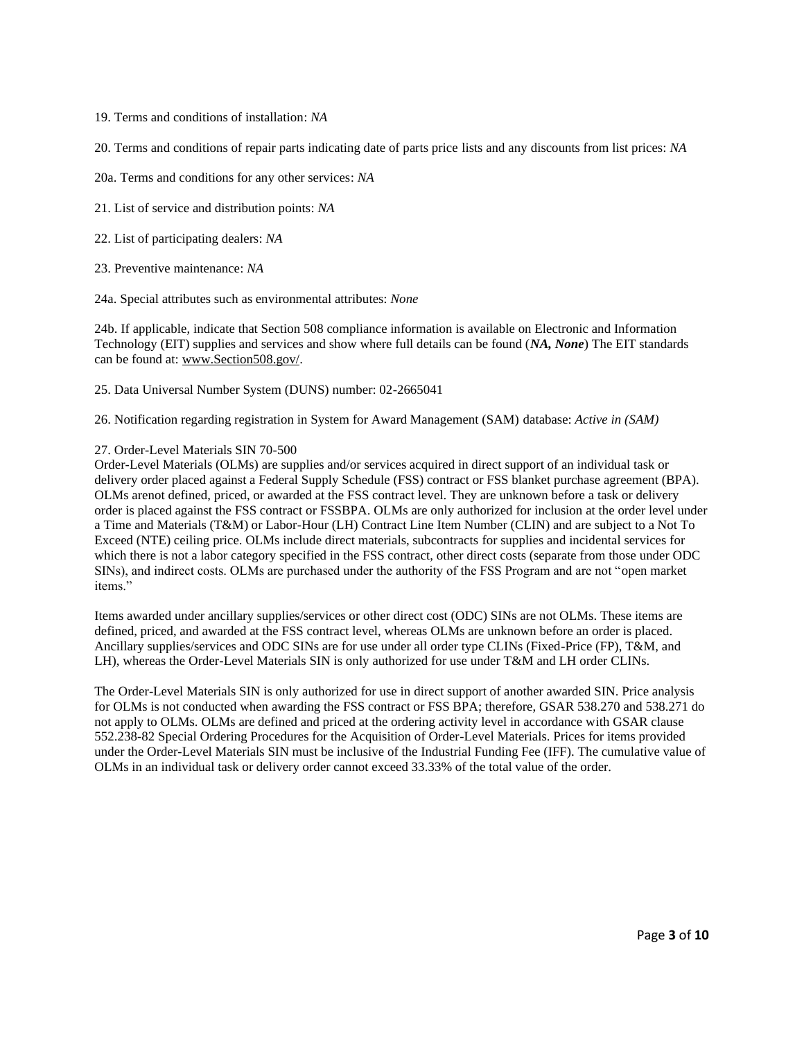19. Terms and conditions of installation: *NA*

20. Terms and conditions of repair parts indicating date of parts price lists and any discounts from list prices: *NA*

20a. Terms and conditions for any other services: *NA*

21. List of service and distribution points: *NA*

22. List of participating dealers: *NA*

23. Preventive maintenance: *NA*

24a. Special attributes such as environmental attributes: *None*

24b. If applicable, indicate that Section 508 compliance information is available on Electronic and Information Technology (EIT) supplies and services and show where full details can be found (***NA, None***) The EIT standards can be found at: www.Section508.gov/.

25. Data Universal Number System (DUNS) number: 02-2665041

26. Notification regarding registration in System for Award Management (SAM) database: *Active in (SAM)*

27. Order-Level Materials SIN 70-500
Order-Level Materials (OLMs) are supplies and/or services acquired in direct support of an individual task or delivery order placed against a Federal Supply Schedule (FSS) contract or FSS blanket purchase agreement (BPA). OLMs arenot defined, priced, or awarded at the FSS contract level. They are unknown before a task or delivery order is placed against the FSS contract or FSSBPA. OLMs are only authorized for inclusion at the order level under a Time and Materials (T&M) or Labor-Hour (LH) Contract Line Item Number (CLIN) and are subject to a Not To Exceed (NTE) ceiling price. OLMs include direct materials, subcontracts for supplies and incidental services for which there is not a labor category specified in the FSS contract, other direct costs (separate from those under ODC SINs), and indirect costs. OLMs are purchased under the authority of the FSS Program and are not "open market items."

Items awarded under ancillary supplies/services or other direct cost (ODC) SINs are not OLMs. These items are defined, priced, and awarded at the FSS contract level, whereas OLMs are unknown before an order is placed. Ancillary supplies/services and ODC SINs are for use under all order type CLINs (Fixed-Price (FP), T&M, and LH), whereas the Order-Level Materials SIN is only authorized for use under T&M and LH order CLINs.

The Order-Level Materials SIN is only authorized for use in direct support of another awarded SIN. Price analysis for OLMs is not conducted when awarding the FSS contract or FSS BPA; therefore, GSAR 538.270 and 538.271 do not apply to OLMs. OLMs are defined and priced at the ordering activity level in accordance with GSAR clause 552.238-82 Special Ordering Procedures for the Acquisition of Order-Level Materials. Prices for items provided under the Order-Level Materials SIN must be inclusive of the Industrial Funding Fee (IFF). The cumulative value of OLMs in an individual task or delivery order cannot exceed 33.33% of the total value of the order.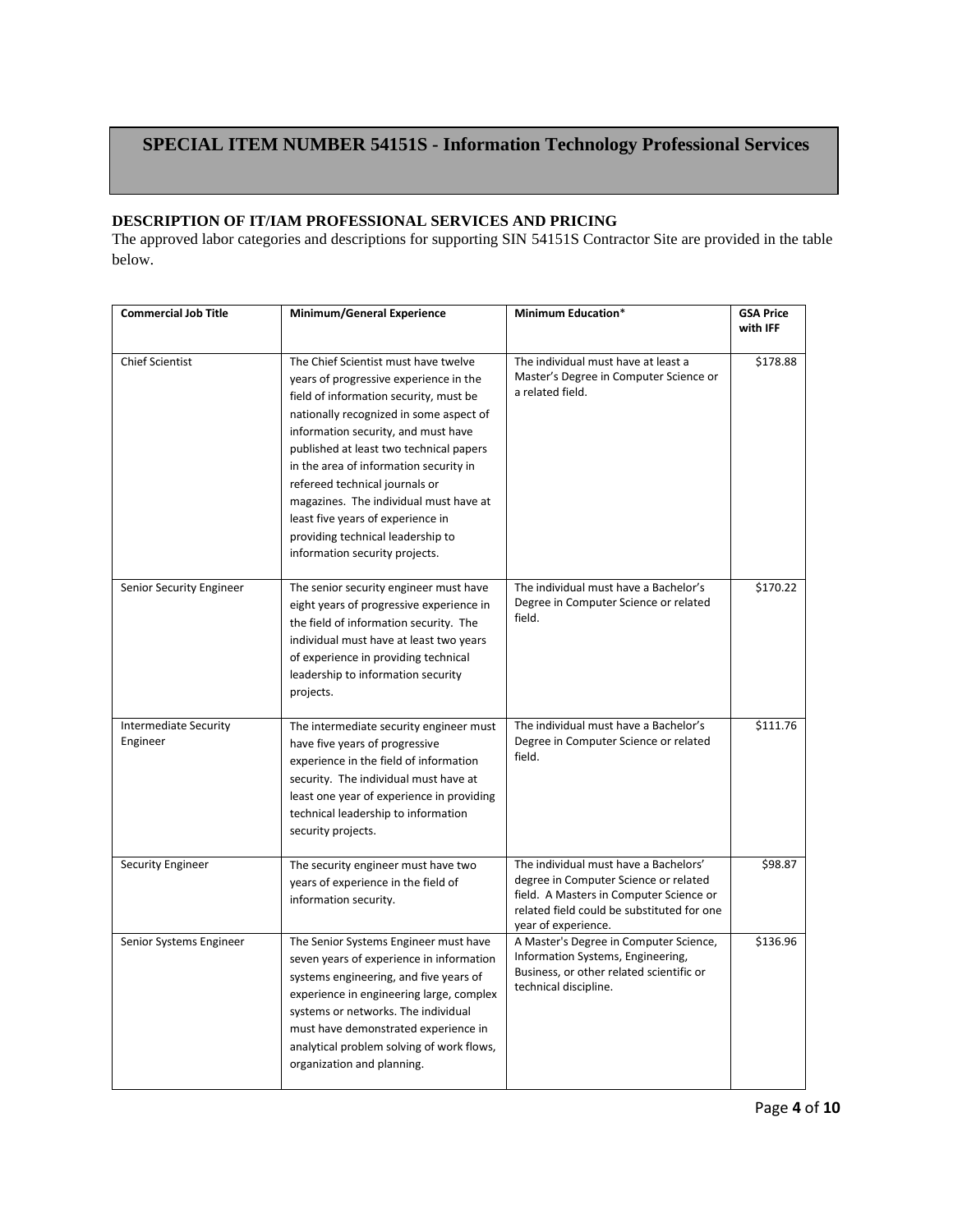# SPECIAL ITEM NUMBER 54151S - Information Technology Professional Services

**DESCRIPTION OF IT/IAM PROFESSIONAL SERVICES AND PRICING**

The approved labor categories and descriptions for supporting SIN 54151S Contractor Site are provided in the table below.

| Commercial Job Title | Minimum/General Experience | Minimum Education* | GSA Price with IFF |
|---|---|---|---|
| Chief Scientist | The Chief Scientist must have twelve years of progressive experience in the field of information security, must be nationally recognized in some aspect of information security, and must have published at least two technical papers in the area of information security in refereed technical journals or magazines. The individual must have at least five years of experience in providing technical leadership to information security projects. | The individual must have at least a Master's Degree in Computer Science or a related field. | $178.88 |
| Senior Security Engineer | The senior security engineer must have eight years of progressive experience in the field of information security. The individual must have at least two years of experience in providing technical leadership to information security projects. | The individual must have a Bachelor's Degree in Computer Science or related field. | $170.22 |
| Intermediate Security Engineer | The intermediate security engineer must have five years of progressive experience in the field of information security. The individual must have at least one year of experience in providing technical leadership to information security projects. | The individual must have a Bachelor's Degree in Computer Science or related field. | $111.76 |
| Security Engineer | The security engineer must have two years of experience in the field of information security. | The individual must have a Bachelors' degree in Computer Science or related field. A Masters in Computer Science or related field could be substituted for one year of experience. | $98.87 |
| Senior Systems Engineer | The Senior Systems Engineer must have seven years of experience in information systems engineering, and five years of experience in engineering large, complex systems or networks. The individual must have demonstrated experience in analytical problem solving of work flows, organization and planning. | A Master's Degree in Computer Science, Information Systems, Engineering, Business, or other related scientific or technical discipline. | $136.96 |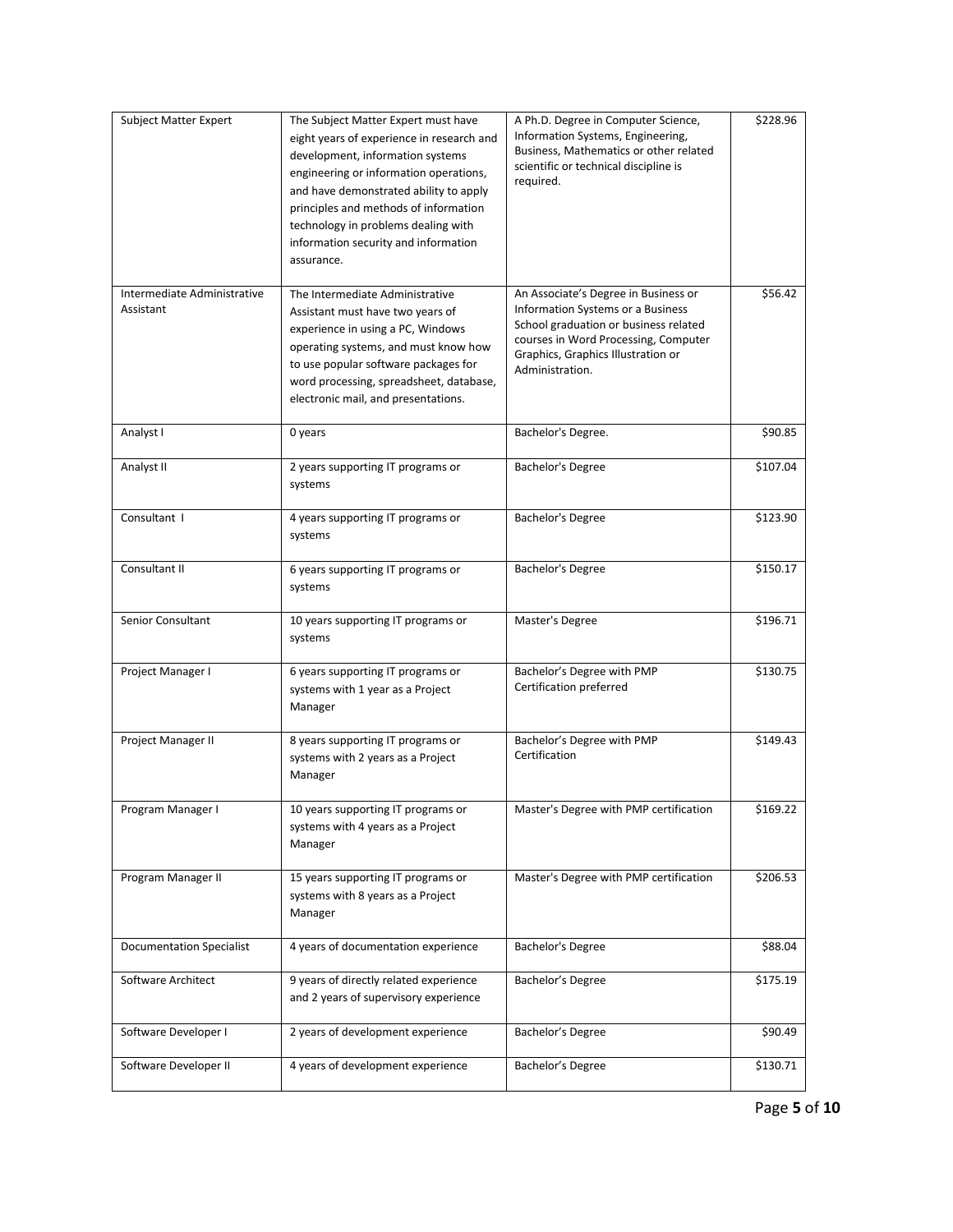| | | | |
|---|---|---|---|
| Subject Matter Expert | The Subject Matter Expert must have eight years of experience in research and development, information systems engineering or information operations, and have demonstrated ability to apply principles and methods of information technology in problems dealing with information security and information assurance. | A Ph.D. Degree in Computer Science, Information Systems, Engineering, Business, Mathematics or other related scientific or technical discipline is required. | $228.96 |
| Intermediate Administrative Assistant | The Intermediate Administrative Assistant must have two years of experience in using a PC, Windows operating systems, and must know how to use popular software packages for word processing, spreadsheet, database, electronic mail, and presentations. | An Associate's Degree in Business or Information Systems or a Business School graduation or business related courses in Word Processing, Computer Graphics, Graphics Illustration or Administration. | $56.42 |
| Analyst I | 0 years | Bachelor's Degree. | $90.85 |
| Analyst II | 2 years supporting IT programs or systems | Bachelor's Degree | $107.04 |
| Consultant I | 4 years supporting IT programs or systems | Bachelor's Degree | $123.90 |
| Consultant II | 6 years supporting IT programs or systems | Bachelor's Degree | $150.17 |
| Senior Consultant | 10 years supporting IT programs or systems | Master's Degree | $196.71 |
| Project Manager I | 6 years supporting IT programs or systems with 1 year as a Project Manager | Bachelor's Degree with PMP Certification preferred | $130.75 |
| Project Manager II | 8 years supporting IT programs or systems with 2 years as a Project Manager | Bachelor's Degree with PMP Certification | $149.43 |
| Program Manager I | 10 years supporting IT programs or systems with 4 years as a Project Manager | Master's Degree with PMP certification | $169.22 |
| Program Manager II | 15 years supporting IT programs or systems with 8 years as a Project Manager | Master's Degree with PMP certification | $206.53 |
| Documentation Specialist | 4 years of documentation experience | Bachelor's Degree | $88.04 |
| Software Architect | 9 years of directly related experience and 2 years of supervisory experience | Bachelor's Degree | $175.19 |
| Software Developer I | 2 years of development experience | Bachelor's Degree | $90.49 |
| Software Developer II | 4 years of development experience | Bachelor's Degree | $130.71 |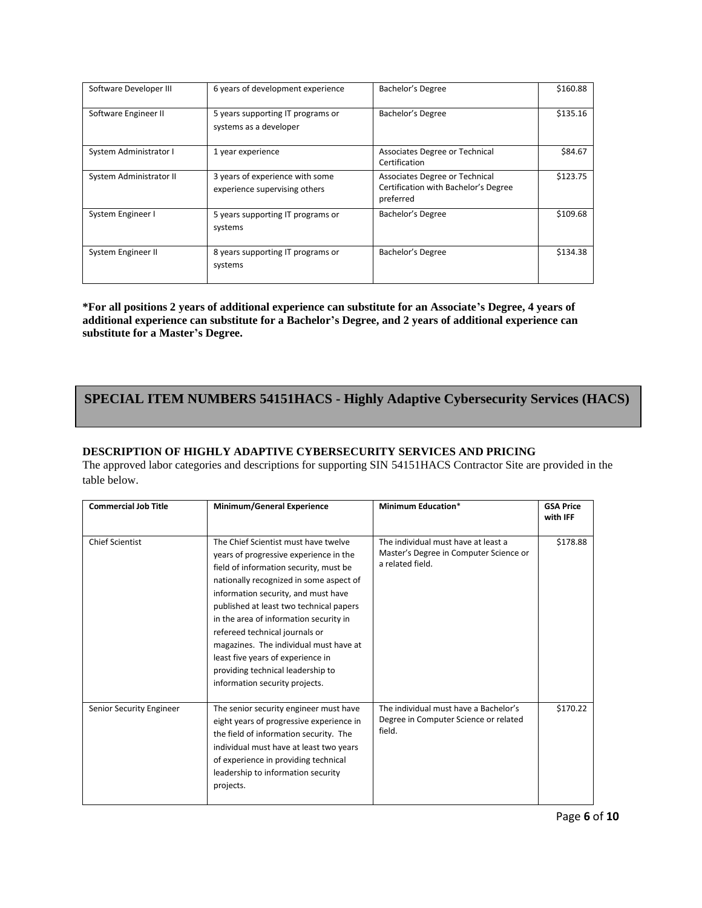| | | | |
|---|---|---|---|
| Software Developer III | 6 years of development experience | Bachelor's Degree | $160.88 |
| Software Engineer II | 5 years supporting IT programs or systems as a developer | Bachelor's Degree | $135.16 |
| System Administrator I | 1 year experience | Associates Degree or Technical Certification | $84.67 |
| System Administrator II | 3 years of experience with some experience supervising others | Associates Degree or Technical Certification with Bachelor's Degree preferred | $123.75 |
| System Engineer I | 5 years supporting IT programs or systems | Bachelor's Degree | $109.68 |
| System Engineer II | 8 years supporting IT programs or systems | Bachelor's Degree | $134.38 |

**\*For all positions 2 years of additional experience can substitute for an Associate's Degree, 4 years of additional experience can substitute for a Bachelor's Degree, and 2 years of additional experience can substitute for a Master's Degree.**

## SPECIAL ITEM NUMBERS 54151HACS - Highly Adaptive Cybersecurity Services (HACS)

**DESCRIPTION OF HIGHLY ADAPTIVE CYBERSECURITY SERVICES AND PRICING**

The approved labor categories and descriptions for supporting SIN 54151HACS Contractor Site are provided in the table below.

| Commercial Job Title | Minimum/General Experience | Minimum Education* | GSA Price with IFF |
|---|---|---|---|
| Chief Scientist | The Chief Scientist must have twelve years of progressive experience in the field of information security, must be nationally recognized in some aspect of information security, and must have published at least two technical papers in the area of information security in refereed technical journals or magazines. The individual must have at least five years of experience in providing technical leadership to information security projects. | The individual must have at least a Master's Degree in Computer Science or a related field. | $178.88 |
| Senior Security Engineer | The senior security engineer must have eight years of progressive experience in the field of information security. The individual must have at least two years of experience in providing technical leadership to information security projects. | The individual must have a Bachelor's Degree in Computer Science or related field. | $170.22 |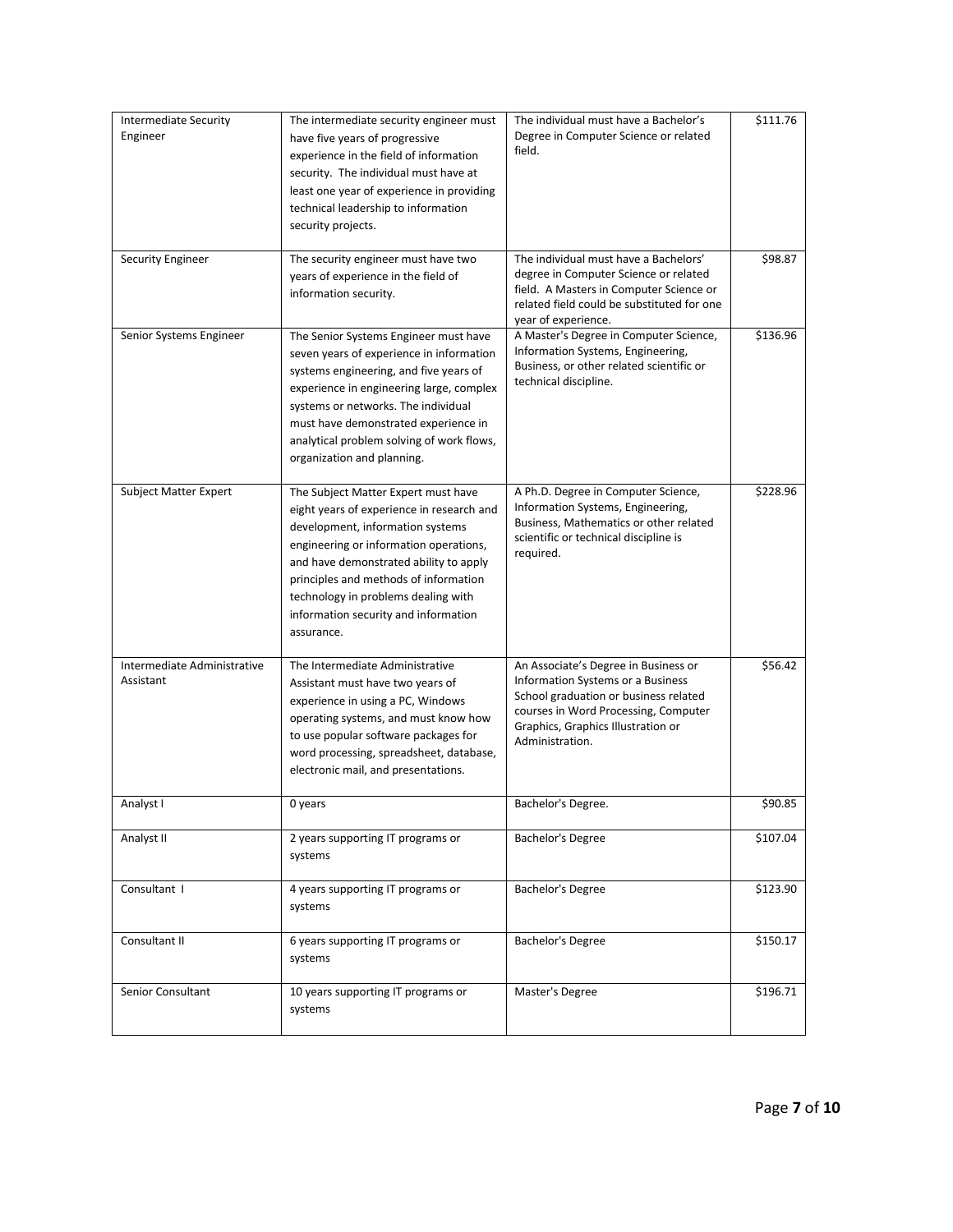| | | | |
|---|---|---|---|
| Intermediate Security Engineer | The intermediate security engineer must have five years of progressive experience in the field of information security. The individual must have at least one year of experience in providing technical leadership to information security projects. | The individual must have a Bachelor's Degree in Computer Science or related field. | $111.76 |
| Security Engineer | The security engineer must have two years of experience in the field of information security. | The individual must have a Bachelors' degree in Computer Science or related field. A Masters in Computer Science or related field could be substituted for one year of experience. | $98.87 |
| Senior Systems Engineer | The Senior Systems Engineer must have seven years of experience in information systems engineering, and five years of experience in engineering large, complex systems or networks. The individual must have demonstrated experience in analytical problem solving of work flows, organization and planning. | A Master's Degree in Computer Science, Information Systems, Engineering, Business, or other related scientific or technical discipline. | $136.96 |
| Subject Matter Expert | The Subject Matter Expert must have eight years of experience in research and development, information systems engineering or information operations, and have demonstrated ability to apply principles and methods of information technology in problems dealing with information security and information assurance. | A Ph.D. Degree in Computer Science, Information Systems, Engineering, Business, Mathematics or other related scientific or technical discipline is required. | $228.96 |
| Intermediate Administrative Assistant | The Intermediate Administrative Assistant must have two years of experience in using a PC, Windows operating systems, and must know how to use popular software packages for word processing, spreadsheet, database, electronic mail, and presentations. | An Associate's Degree in Business or Information Systems or a Business School graduation or business related courses in Word Processing, Computer Graphics, Graphics Illustration or Administration. | $56.42 |
| Analyst I | 0 years | Bachelor's Degree. | $90.85 |
| Analyst II | 2 years supporting IT programs or systems | Bachelor's Degree | $107.04 |
| Consultant I | 4 years supporting IT programs or systems | Bachelor's Degree | $123.90 |
| Consultant II | 6 years supporting IT programs or systems | Bachelor's Degree | $150.17 |
| Senior Consultant | 10 years supporting IT programs or systems | Master's Degree | $196.71 |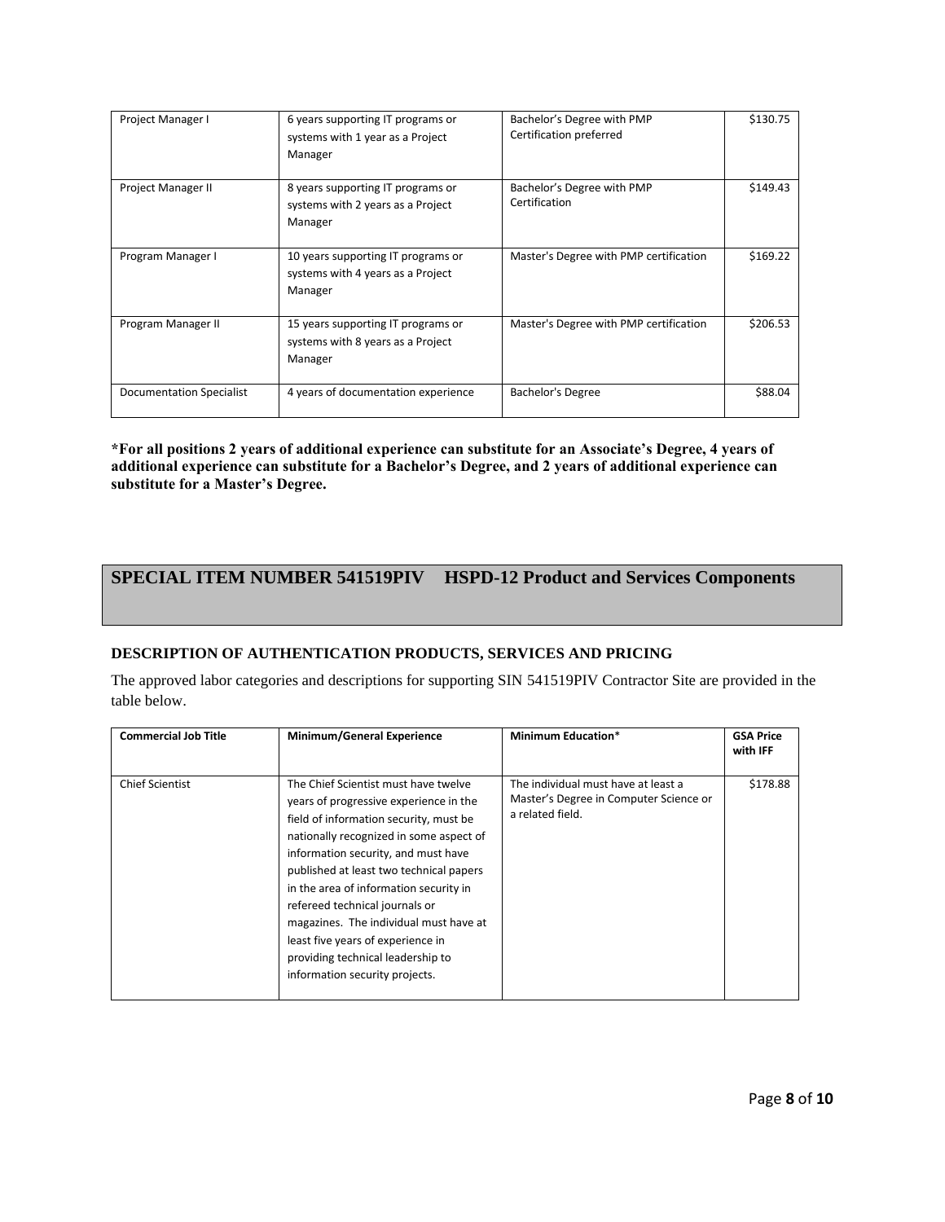| | | | |
|---|---|---|---|
| Project Manager I | 6 years supporting IT programs or systems with 1 year as a Project Manager | Bachelor's Degree with PMP Certification preferred | $130.75 |
| Project Manager II | 8 years supporting IT programs or systems with 2 years as a Project Manager | Bachelor's Degree with PMP Certification | $149.43 |
| Program Manager I | 10 years supporting IT programs or systems with 4 years as a Project Manager | Master's Degree with PMP certification | $169.22 |
| Program Manager II | 15 years supporting IT programs or systems with 8 years as a Project Manager | Master's Degree with PMP certification | $206.53 |
| Documentation Specialist | 4 years of documentation experience | Bachelor's Degree | $88.04 |

**\*For all positions 2 years of additional experience can substitute for an Associate's Degree, 4 years of additional experience can substitute for a Bachelor's Degree, and 2 years of additional experience can substitute for a Master's Degree.**

## SPECIAL ITEM NUMBER 541519PIV HSPD-12 Product and Services Components

### DESCRIPTION OF AUTHENTICATION PRODUCTS, SERVICES AND PRICING

The approved labor categories and descriptions for supporting SIN 541519PIV Contractor Site are provided in the table below.

| Commercial Job Title | Minimum/General Experience | Minimum Education* | GSA Price with IFF |
|---|---|---|---|
| Chief Scientist | The Chief Scientist must have twelve years of progressive experience in the field of information security, must be nationally recognized in some aspect of information security, and must have published at least two technical papers in the area of information security in refereed technical journals or magazines. The individual must have at least five years of experience in providing technical leadership to information security projects. | The individual must have at least a Master's Degree in Computer Science or a related field. | $178.88 |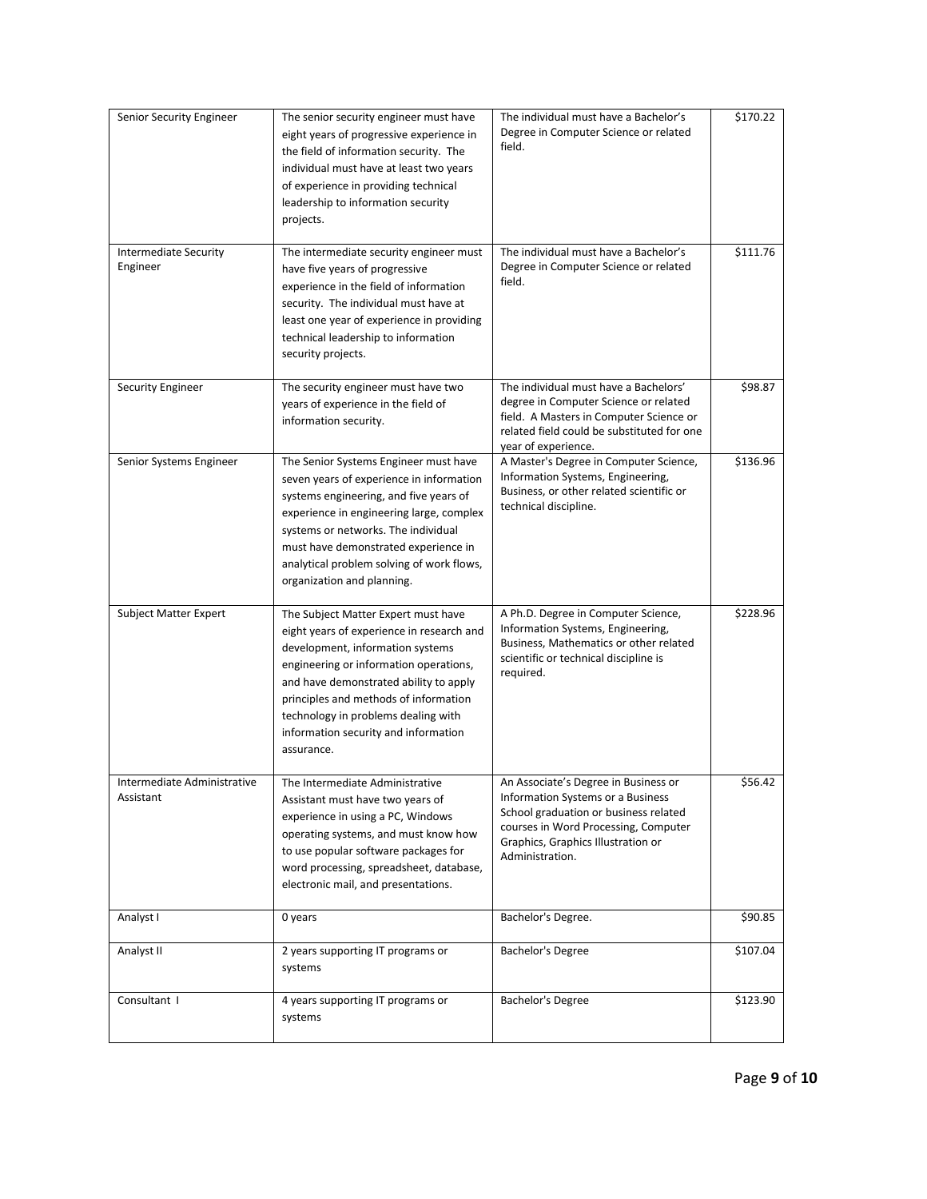| | | | |
|---|---|---|---|
| Senior Security Engineer | The senior security engineer must have eight years of progressive experience in the field of information security. The individual must have at least two years of experience in providing technical leadership to information security projects. | The individual must have a Bachelor's Degree in Computer Science or related field. | $170.22 |
| Intermediate Security Engineer | The intermediate security engineer must have five years of progressive experience in the field of information security. The individual must have at least one year of experience in providing technical leadership to information security projects. | The individual must have a Bachelor's Degree in Computer Science or related field. | $111.76 |
| Security Engineer | The security engineer must have two years of experience in the field of information security. | The individual must have a Bachelors' degree in Computer Science or related field. A Masters in Computer Science or related field could be substituted for one year of experience. | $98.87 |
| Senior Systems Engineer | The Senior Systems Engineer must have seven years of experience in information systems engineering, and five years of experience in engineering large, complex systems or networks. The individual must have demonstrated experience in analytical problem solving of work flows, organization and planning. | A Master's Degree in Computer Science, Information Systems, Engineering, Business, or other related scientific or technical discipline. | $136.96 |
| Subject Matter Expert | The Subject Matter Expert must have eight years of experience in research and development, information systems engineering or information operations, and have demonstrated ability to apply principles and methods of information technology in problems dealing with information security and information assurance. | A Ph.D. Degree in Computer Science, Information Systems, Engineering, Business, Mathematics or other related scientific or technical discipline is required. | $228.96 |
| Intermediate Administrative Assistant | The Intermediate Administrative Assistant must have two years of experience in using a PC, Windows operating systems, and must know how to use popular software packages for word processing, spreadsheet, database, electronic mail, and presentations. | An Associate's Degree in Business or Information Systems or a Business School graduation or business related courses in Word Processing, Computer Graphics, Graphics Illustration or Administration. | $56.42 |
| Analyst I | 0 years | Bachelor's Degree. | $90.85 |
| Analyst II | 2 years supporting IT programs or systems | Bachelor's Degree | $107.04 |
| Consultant I | 4 years supporting IT programs or systems | Bachelor's Degree | $123.90 |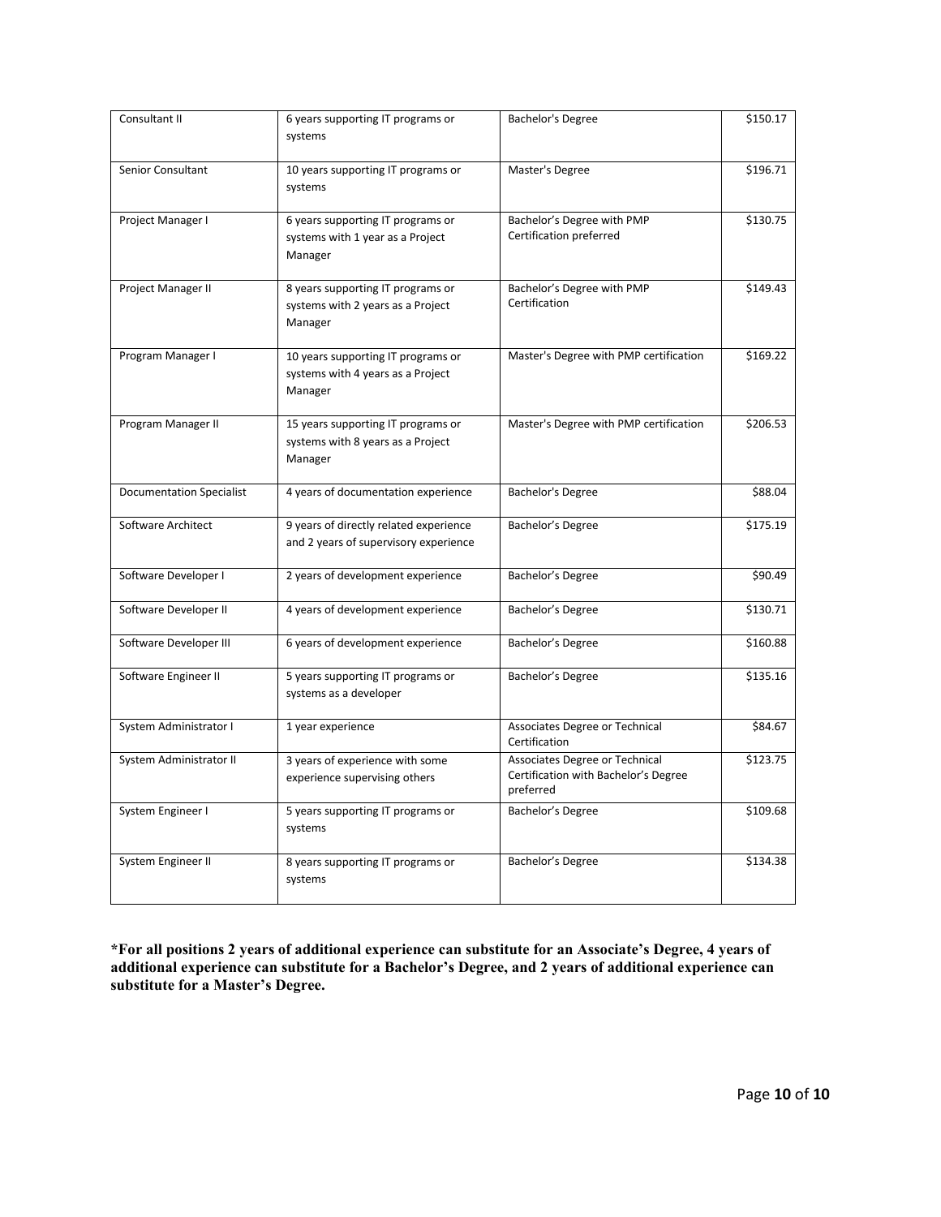| | | | |
|---|---|---|---|
| Consultant II | 6 years supporting IT programs or systems | Bachelor's Degree | \$150.17 |
| Senior Consultant | 10 years supporting IT programs or systems | Master's Degree | \$196.71 |
| Project Manager I | 6 years supporting IT programs or systems with 1 year as a Project Manager | Bachelor's Degree with PMP Certification preferred | \$130.75 |
| Project Manager II | 8 years supporting IT programs or systems with 2 years as a Project Manager | Bachelor's Degree with PMP Certification | \$149.43 |
| Program Manager I | 10 years supporting IT programs or systems with 4 years as a Project Manager | Master's Degree with PMP certification | \$169.22 |
| Program Manager II | 15 years supporting IT programs or systems with 8 years as a Project Manager | Master's Degree with PMP certification | \$206.53 |
| Documentation Specialist | 4 years of documentation experience | Bachelor's Degree | \$88.04 |
| Software Architect | 9 years of directly related experience and 2 years of supervisory experience | Bachelor's Degree | \$175.19 |
| Software Developer I | 2 years of development experience | Bachelor's Degree | \$90.49 |
| Software Developer II | 4 years of development experience | Bachelor's Degree | \$130.71 |
| Software Developer III | 6 years of development experience | Bachelor's Degree | \$160.88 |
| Software Engineer II | 5 years supporting IT programs or systems as a developer | Bachelor's Degree | \$135.16 |
| System Administrator I | 1 year experience | Associates Degree or Technical Certification | \$84.67 |
| System Administrator II | 3 years of experience with some experience supervising others | Associates Degree or Technical Certification with Bachelor's Degree preferred | \$123.75 |
| System Engineer I | 5 years supporting IT programs or systems | Bachelor's Degree | \$109.68 |
| System Engineer II | 8 years supporting IT programs or systems | Bachelor's Degree | \$134.38 |

**\*For all positions 2 years of additional experience can substitute for an Associate's Degree, 4 years of additional experience can substitute for a Bachelor's Degree, and 2 years of additional experience can substitute for a Master's Degree.**